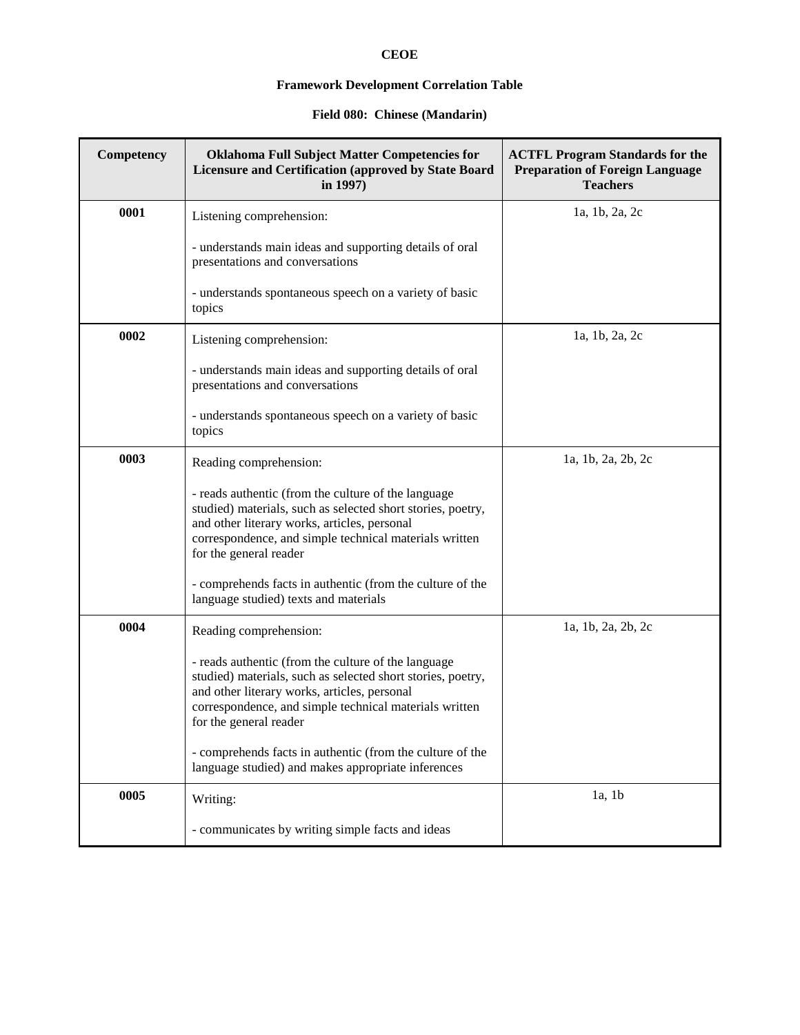**CEOE**

**Framework Development Correlation Table**

**Field 080: Chinese (Mandarin)**

| Competency | Oklahoma Full Subject Matter Competencies for Licensure and Certification (approved by State Board in 1997) | ACTFL Program Standards for the Preparation of Foreign Language Teachers |
|---|---|---|
| **0001** | Listening comprehension:<br><br>- understands main ideas and supporting details of oral presentations and conversations<br><br>- understands spontaneous speech on a variety of basic topics | 1a, 1b, 2a, 2c |
| **0002** | Listening comprehension:<br><br>- understands main ideas and supporting details of oral presentations and conversations<br><br>- understands spontaneous speech on a variety of basic topics | 1a, 1b, 2a, 2c |
| **0003** | Reading comprehension:<br><br>- reads authentic (from the culture of the language studied) materials, such as selected short stories, poetry, and other literary works, articles, personal correspondence, and simple technical materials written for the general reader<br><br>- comprehends facts in authentic (from the culture of the language studied) texts and materials | 1a, 1b, 2a, 2b, 2c |
| **0004** | Reading comprehension:<br><br>- reads authentic (from the culture of the language studied) materials, such as selected short stories, poetry, and other literary works, articles, personal correspondence, and simple technical materials written for the general reader<br><br>- comprehends facts in authentic (from the culture of the language studied) and makes appropriate inferences | 1a, 1b, 2a, 2b, 2c |
| **0005** | Writing:<br><br>- communicates by writing simple facts and ideas | 1a, 1b |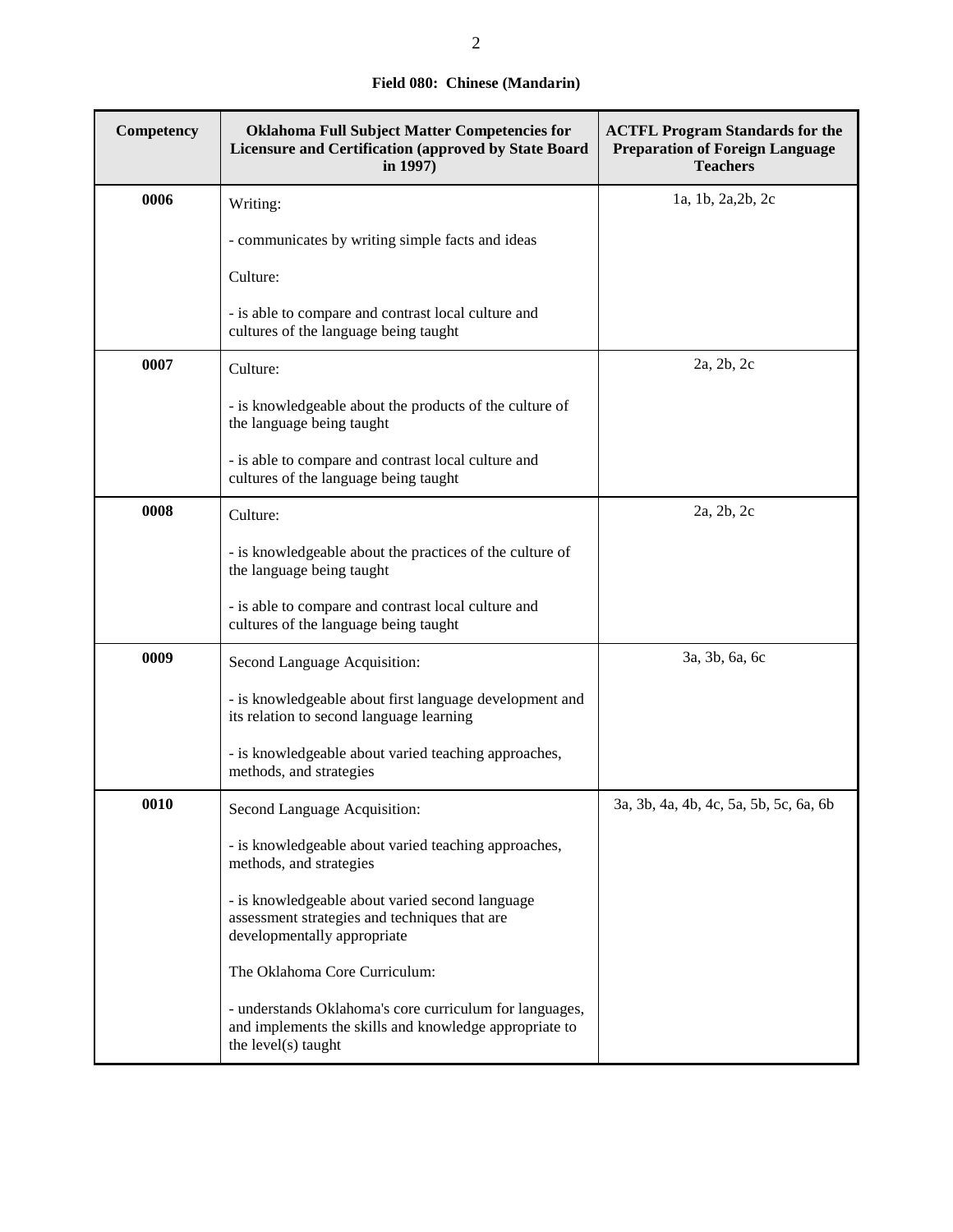**Field 080: Chinese (Mandarin)**

| Competency | Oklahoma Full Subject Matter Competencies for Licensure and Certification (approved by State Board in 1997) | ACTFL Program Standards for the Preparation of Foreign Language Teachers |
|---|---|---|
| 0006 | Writing:<br><br>- communicates by writing simple facts and ideas<br><br>Culture:<br><br>- is able to compare and contrast local culture and cultures of the language being taught | 1a, 1b, 2a,2b, 2c |
| 0007 | Culture:<br><br>- is knowledgeable about the products of the culture of the language being taught<br><br>- is able to compare and contrast local culture and cultures of the language being taught | 2a, 2b, 2c |
| 0008 | Culture:<br><br>- is knowledgeable about the practices of the culture of the language being taught<br><br>- is able to compare and contrast local culture and cultures of the language being taught | 2a, 2b, 2c |
| 0009 | Second Language Acquisition:<br><br>- is knowledgeable about first language development and its relation to second language learning<br><br>- is knowledgeable about varied teaching approaches, methods, and strategies | 3a, 3b, 6a, 6c |
| 0010 | Second Language Acquisition:<br><br>- is knowledgeable about varied teaching approaches, methods, and strategies<br><br>- is knowledgeable about varied second language assessment strategies and techniques that are developmentally appropriate<br><br>The Oklahoma Core Curriculum:<br><br>- understands Oklahoma's core curriculum for languages, and implements the skills and knowledge appropriate to the level(s) taught | 3a, 3b, 4a, 4b, 4c, 5a, 5b, 5c, 6a, 6b |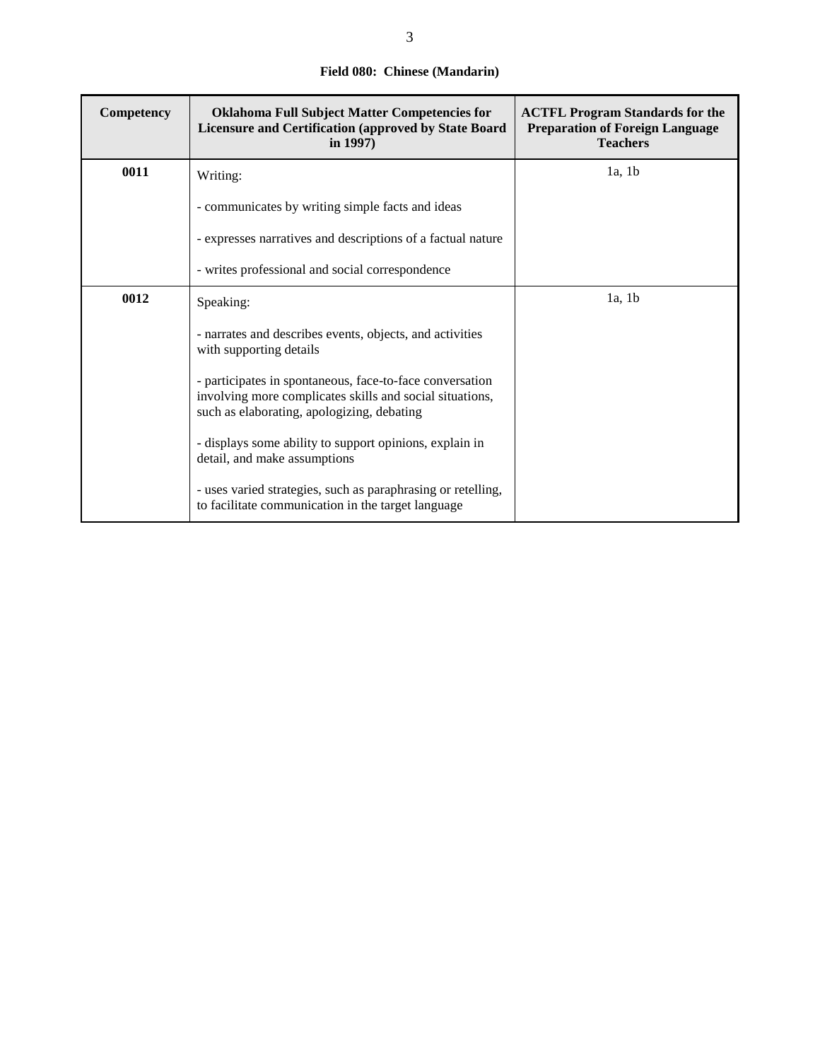**Field 080: Chinese (Mandarin)**

| Competency | Oklahoma Full Subject Matter Competencies for Licensure and Certification (approved by State Board in 1997) | ACTFL Program Standards for the Preparation of Foreign Language Teachers |
|---|---|---|
| **0011** | Writing:<br><br>- communicates by writing simple facts and ideas<br><br>- expresses narratives and descriptions of a factual nature<br><br>- writes professional and social correspondence | 1a, 1b |
| **0012** | Speaking:<br><br>- narrates and describes events, objects, and activities with supporting details<br><br>- participates in spontaneous, face-to-face conversation involving more complicates skills and social situations, such as elaborating, apologizing, debating<br><br>- displays some ability to support opinions, explain in detail, and make assumptions<br><br>- uses varied strategies, such as paraphrasing or retelling, to facilitate communication in the target language | 1a, 1b |